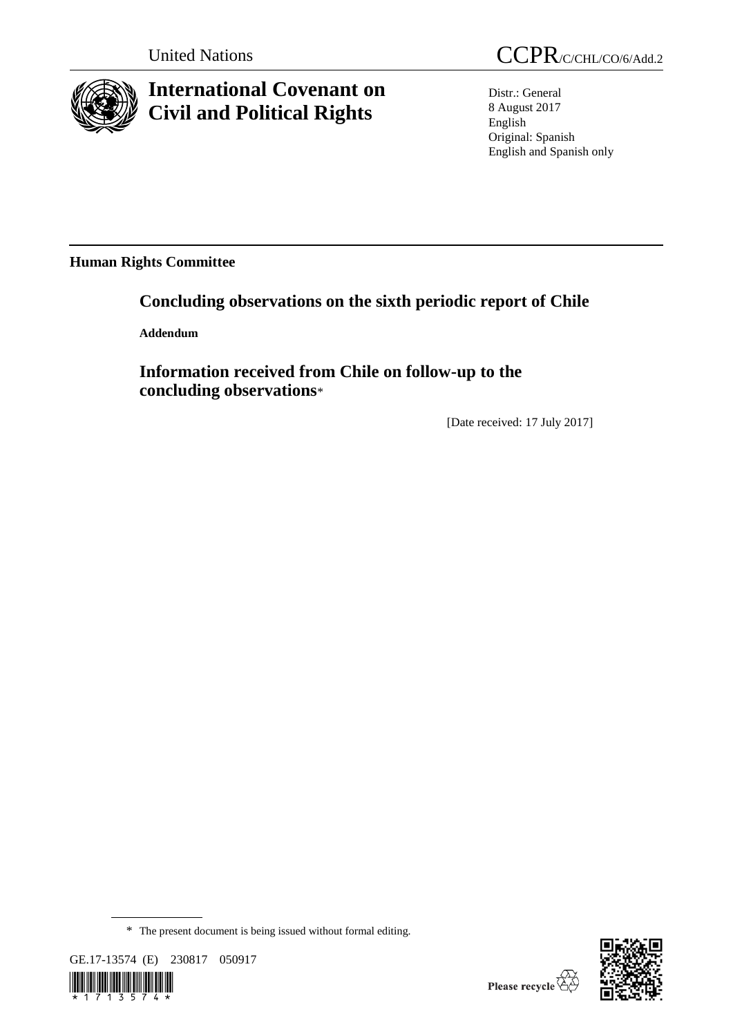United Nations

CCPR/C/CHL/CO/6/Add.2

# International Covenant on Civil and Political Rights

Distr.: General
8 August 2017
English
Original: Spanish
English and Spanish only

**Human Rights Committee**

## Concluding observations on the sixth periodic report of Chile

**Addendum**

## Information received from Chile on follow-up to the concluding observations*

[Date received: 17 July 2017]

* The present document is being issued without formal editing.

GE.17-13574 (E) 230817 050917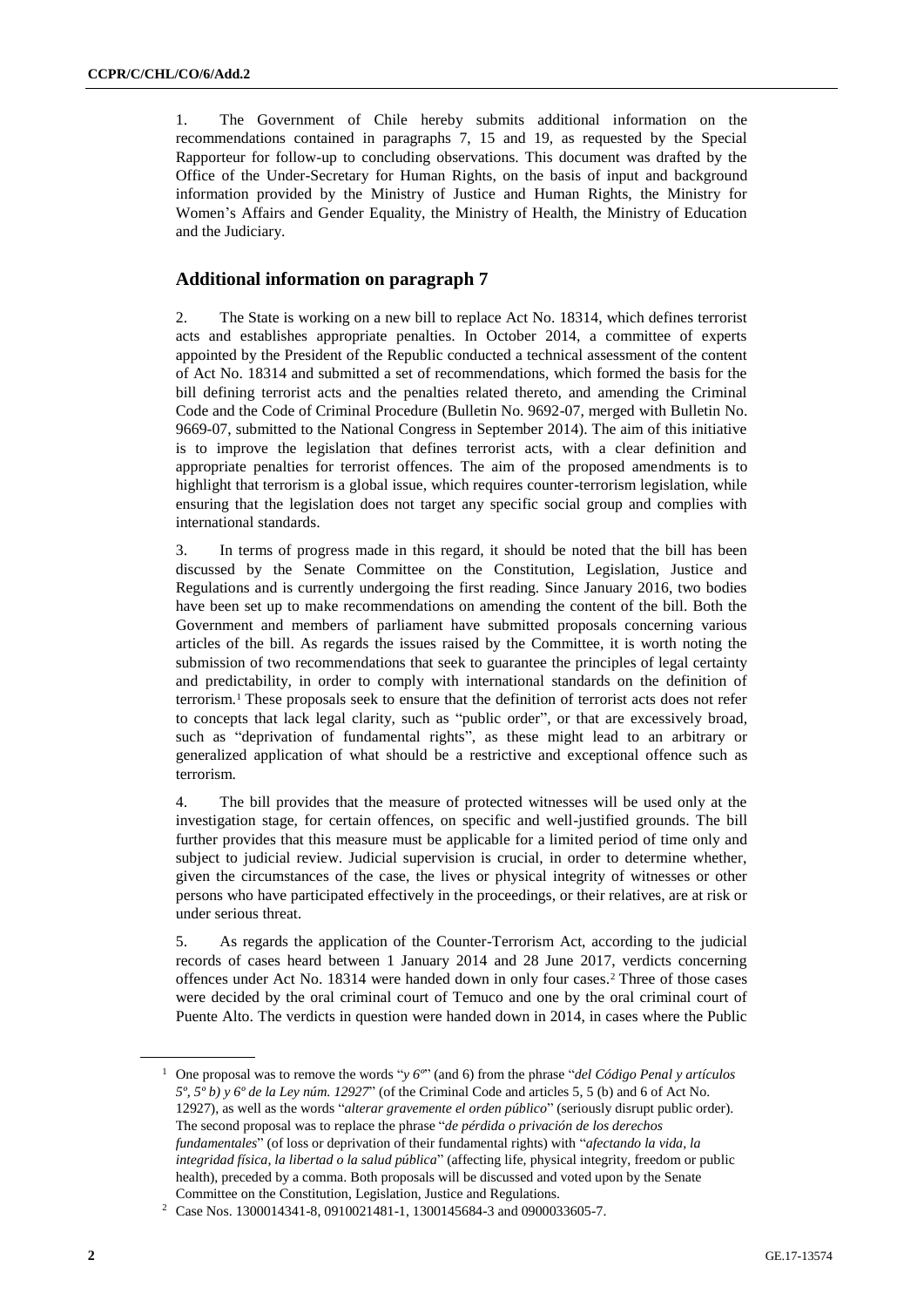1. The Government of Chile hereby submits additional information on the recommendations contained in paragraphs 7, 15 and 19, as requested by the Special Rapporteur for follow-up to concluding observations. This document was drafted by the Office of the Under-Secretary for Human Rights, on the basis of input and background information provided by the Ministry of Justice and Human Rights, the Ministry for Women's Affairs and Gender Equality, the Ministry of Health, the Ministry of Education and the Judiciary.

## Additional information on paragraph 7

2. The State is working on a new bill to replace Act No. 18314, which defines terrorist acts and establishes appropriate penalties. In October 2014, a committee of experts appointed by the President of the Republic conducted a technical assessment of the content of Act No. 18314 and submitted a set of recommendations, which formed the basis for the bill defining terrorist acts and the penalties related thereto, and amending the Criminal Code and the Code of Criminal Procedure (Bulletin No. 9692-07, merged with Bulletin No. 9669-07, submitted to the National Congress in September 2014). The aim of this initiative is to improve the legislation that defines terrorist acts, with a clear definition and appropriate penalties for terrorist offences. The aim of the proposed amendments is to highlight that terrorism is a global issue, which requires counter-terrorism legislation, while ensuring that the legislation does not target any specific social group and complies with international standards.

3. In terms of progress made in this regard, it should be noted that the bill has been discussed by the Senate Committee on the Constitution, Legislation, Justice and Regulations and is currently undergoing the first reading. Since January 2016, two bodies have been set up to make recommendations on amending the content of the bill. Both the Government and members of parliament have submitted proposals concerning various articles of the bill. As regards the issues raised by the Committee, it is worth noting the submission of two recommendations that seek to guarantee the principles of legal certainty and predictability, in order to comply with international standards on the definition of terrorism.[1] These proposals seek to ensure that the definition of terrorist acts does not refer to concepts that lack legal clarity, such as "public order", or that are excessively broad, such as "deprivation of fundamental rights", as these might lead to an arbitrary or generalized application of what should be a restrictive and exceptional offence such as terrorism.

4. The bill provides that the measure of protected witnesses will be used only at the investigation stage, for certain offences, on specific and well-justified grounds. The bill further provides that this measure must be applicable for a limited period of time only and subject to judicial review. Judicial supervision is crucial, in order to determine whether, given the circumstances of the case, the lives or physical integrity of witnesses or other persons who have participated effectively in the proceedings, or their relatives, are at risk or under serious threat.

5. As regards the application of the Counter-Terrorism Act, according to the judicial records of cases heard between 1 January 2014 and 28 June 2017, verdicts concerning offences under Act No. 18314 were handed down in only four cases.[2] Three of those cases were decided by the oral criminal court of Temuco and one by the oral criminal court of Puente Alto. The verdicts in question were handed down in 2014, in cases where the Public

---

[1] One proposal was to remove the words "*y 6º*" (and 6) from the phrase "*del Código Penal y artículos 5º, 5º b) y 6º de la Ley núm. 12927*" (of the Criminal Code and articles 5, 5 (b) and 6 of Act No. 12927), as well as the words "*alterar gravemente el orden público*" (seriously disrupt public order). The second proposal was to replace the phrase "*de pérdida o privación de los derechos fundamentales*" (of loss or deprivation of their fundamental rights) with "*afectando la vida, la integridad física, la libertad o la salud pública*" (affecting life, physical integrity, freedom or public health), preceded by a comma. Both proposals will be discussed and voted upon by the Senate Committee on the Constitution, Legislation, Justice and Regulations.

[2] Case Nos. 1300014341-8, 0910021481-1, 1300145684-3 and 0900033605-7.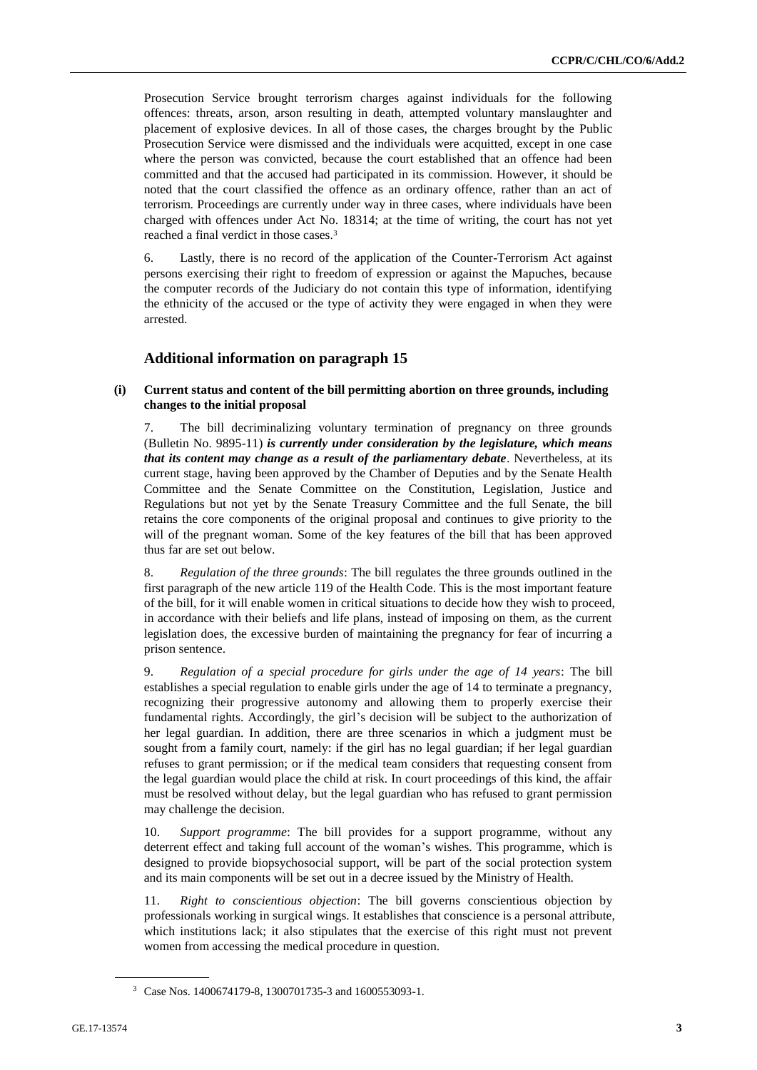Prosecution Service brought terrorism charges against individuals for the following offences: threats, arson, arson resulting in death, attempted voluntary manslaughter and placement of explosive devices. In all of those cases, the charges brought by the Public Prosecution Service were dismissed and the individuals were acquitted, except in one case where the person was convicted, because the court established that an offence had been committed and that the accused had participated in its commission. However, it should be noted that the court classified the offence as an ordinary offence, rather than an act of terrorism. Proceedings are currently under way in three cases, where individuals have been charged with offences under Act No. 18314; at the time of writing, the court has not yet reached a final verdict in those cases.[3]

6. Lastly, there is no record of the application of the Counter-Terrorism Act against persons exercising their right to freedom of expression or against the Mapuches, because the computer records of the Judiciary do not contain this type of information, identifying the ethnicity of the accused or the type of activity they were engaged in when they were arrested.

## Additional information on paragraph 15

### (i) Current status and content of the bill permitting abortion on three grounds, including changes to the initial proposal

7. The bill decriminalizing voluntary termination of pregnancy on three grounds (Bulletin No. 9895-11) ***is currently under consideration by the legislature, which means that its content may change as a result of the parliamentary debate***. Nevertheless, at its current stage, having been approved by the Chamber of Deputies and by the Senate Health Committee and the Senate Committee on the Constitution, Legislation, Justice and Regulations but not yet by the Senate Treasury Committee and the full Senate, the bill retains the core components of the original proposal and continues to give priority to the will of the pregnant woman. Some of the key features of the bill that has been approved thus far are set out below.

8. *Regulation of the three grounds*: The bill regulates the three grounds outlined in the first paragraph of the new article 119 of the Health Code. This is the most important feature of the bill, for it will enable women in critical situations to decide how they wish to proceed, in accordance with their beliefs and life plans, instead of imposing on them, as the current legislation does, the excessive burden of maintaining the pregnancy for fear of incurring a prison sentence.

9. *Regulation of a special procedure for girls under the age of 14 years*: The bill establishes a special regulation to enable girls under the age of 14 to terminate a pregnancy, recognizing their progressive autonomy and allowing them to properly exercise their fundamental rights. Accordingly, the girl's decision will be subject to the authorization of her legal guardian. In addition, there are three scenarios in which a judgment must be sought from a family court, namely: if the girl has no legal guardian; if her legal guardian refuses to grant permission; or if the medical team considers that requesting consent from the legal guardian would place the child at risk. In court proceedings of this kind, the affair must be resolved without delay, but the legal guardian who has refused to grant permission may challenge the decision.

10. *Support programme*: The bill provides for a support programme, without any deterrent effect and taking full account of the woman's wishes. This programme, which is designed to provide biopsychosocial support, will be part of the social protection system and its main components will be set out in a decree issued by the Ministry of Health.

11. *Right to conscientious objection*: The bill governs conscientious objection by professionals working in surgical wings. It establishes that conscience is a personal attribute, which institutions lack; it also stipulates that the exercise of this right must not prevent women from accessing the medical procedure in question.

[3] Case Nos. 1400674179-8, 1300701735-3 and 1600553093-1.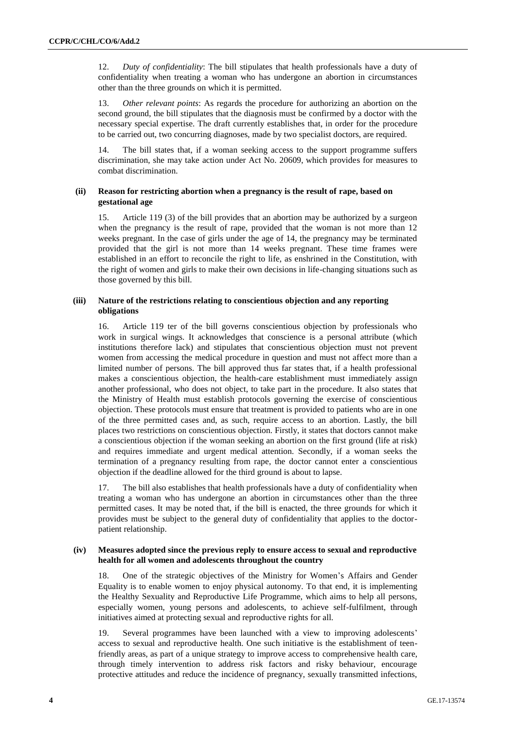12. *Duty of confidentiality*: The bill stipulates that health professionals have a duty of confidentiality when treating a woman who has undergone an abortion in circumstances other than the three grounds on which it is permitted.

13. *Other relevant points*: As regards the procedure for authorizing an abortion on the second ground, the bill stipulates that the diagnosis must be confirmed by a doctor with the necessary special expertise. The draft currently establishes that, in order for the procedure to be carried out, two concurring diagnoses, made by two specialist doctors, are required.

14. The bill states that, if a woman seeking access to the support programme suffers discrimination, she may take action under Act No. 20609, which provides for measures to combat discrimination.

### (ii) Reason for restricting abortion when a pregnancy is the result of rape, based on gestational age

15. Article 119 (3) of the bill provides that an abortion may be authorized by a surgeon when the pregnancy is the result of rape, provided that the woman is not more than 12 weeks pregnant. In the case of girls under the age of 14, the pregnancy may be terminated provided that the girl is not more than 14 weeks pregnant. These time frames were established in an effort to reconcile the right to life, as enshrined in the Constitution, with the right of women and girls to make their own decisions in life-changing situations such as those governed by this bill.

### (iii) Nature of the restrictions relating to conscientious objection and any reporting obligations

16. Article 119 ter of the bill governs conscientious objection by professionals who work in surgical wings. It acknowledges that conscience is a personal attribute (which institutions therefore lack) and stipulates that conscientious objection must not prevent women from accessing the medical procedure in question and must not affect more than a limited number of persons. The bill approved thus far states that, if a health professional makes a conscientious objection, the health-care establishment must immediately assign another professional, who does not object, to take part in the procedure. It also states that the Ministry of Health must establish protocols governing the exercise of conscientious objection. These protocols must ensure that treatment is provided to patients who are in one of the three permitted cases and, as such, require access to an abortion. Lastly, the bill places two restrictions on conscientious objection. Firstly, it states that doctors cannot make a conscientious objection if the woman seeking an abortion on the first ground (life at risk) and requires immediate and urgent medical attention. Secondly, if a woman seeks the termination of a pregnancy resulting from rape, the doctor cannot enter a conscientious objection if the deadline allowed for the third ground is about to lapse.

17. The bill also establishes that health professionals have a duty of confidentiality when treating a woman who has undergone an abortion in circumstances other than the three permitted cases. It may be noted that, if the bill is enacted, the three grounds for which it provides must be subject to the general duty of confidentiality that applies to the doctor-patient relationship.

### (iv) Measures adopted since the previous reply to ensure access to sexual and reproductive health for all women and adolescents throughout the country

18. One of the strategic objectives of the Ministry for Women's Affairs and Gender Equality is to enable women to enjoy physical autonomy. To that end, it is implementing the Healthy Sexuality and Reproductive Life Programme, which aims to help all persons, especially women, young persons and adolescents, to achieve self-fulfilment, through initiatives aimed at protecting sexual and reproductive rights for all.

19. Several programmes have been launched with a view to improving adolescents' access to sexual and reproductive health. One such initiative is the establishment of teen-friendly areas, as part of a unique strategy to improve access to comprehensive health care, through timely intervention to address risk factors and risky behaviour, encourage protective attitudes and reduce the incidence of pregnancy, sexually transmitted infections,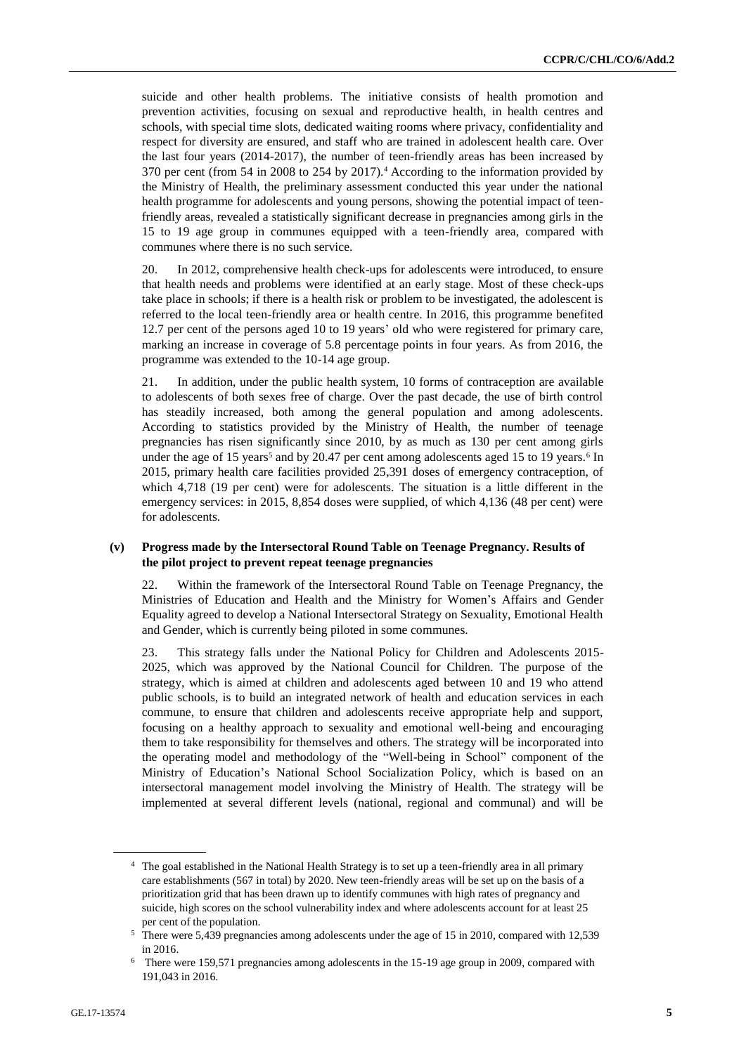suicide and other health problems. The initiative consists of health promotion and prevention activities, focusing on sexual and reproductive health, in health centres and schools, with special time slots, dedicated waiting rooms where privacy, confidentiality and respect for diversity are ensured, and staff who are trained in adolescent health care. Over the last four years (2014-2017), the number of teen-friendly areas has been increased by 370 per cent (from 54 in 2008 to 254 by 2017).[4] According to the information provided by the Ministry of Health, the preliminary assessment conducted this year under the national health programme for adolescents and young persons, showing the potential impact of teen-friendly areas, revealed a statistically significant decrease in pregnancies among girls in the 15 to 19 age group in communes equipped with a teen-friendly area, compared with communes where there is no such service.

20. In 2012, comprehensive health check-ups for adolescents were introduced, to ensure that health needs and problems were identified at an early stage. Most of these check-ups take place in schools; if there is a health risk or problem to be investigated, the adolescent is referred to the local teen-friendly area or health centre. In 2016, this programme benefited 12.7 per cent of the persons aged 10 to 19 years' old who were registered for primary care, marking an increase in coverage of 5.8 percentage points in four years. As from 2016, the programme was extended to the 10-14 age group.

21. In addition, under the public health system, 10 forms of contraception are available to adolescents of both sexes free of charge. Over the past decade, the use of birth control has steadily increased, both among the general population and among adolescents. According to statistics provided by the Ministry of Health, the number of teenage pregnancies has risen significantly since 2010, by as much as 130 per cent among girls under the age of 15 years[5] and by 20.47 per cent among adolescents aged 15 to 19 years.[6] In 2015, primary health care facilities provided 25,391 doses of emergency contraception, of which 4,718 (19 per cent) were for adolescents. The situation is a little different in the emergency services: in 2015, 8,854 doses were supplied, of which 4,136 (48 per cent) were for adolescents.

### (v) Progress made by the Intersectoral Round Table on Teenage Pregnancy. Results of the pilot project to prevent repeat teenage pregnancies

22. Within the framework of the Intersectoral Round Table on Teenage Pregnancy, the Ministries of Education and Health and the Ministry for Women's Affairs and Gender Equality agreed to develop a National Intersectoral Strategy on Sexuality, Emotional Health and Gender, which is currently being piloted in some communes.

23. This strategy falls under the National Policy for Children and Adolescents 2015-2025, which was approved by the National Council for Children. The purpose of the strategy, which is aimed at children and adolescents aged between 10 and 19 who attend public schools, is to build an integrated network of health and education services in each commune, to ensure that children and adolescents receive appropriate help and support, focusing on a healthy approach to sexuality and emotional well-being and encouraging them to take responsibility for themselves and others. The strategy will be incorporated into the operating model and methodology of the "Well-being in School" component of the Ministry of Education's National School Socialization Policy, which is based on an intersectoral management model involving the Ministry of Health. The strategy will be implemented at several different levels (national, regional and communal) and will be

---

[4] The goal established in the National Health Strategy is to set up a teen-friendly area in all primary care establishments (567 in total) by 2020. New teen-friendly areas will be set up on the basis of a prioritization grid that has been drawn up to identify communes with high rates of pregnancy and suicide, high scores on the school vulnerability index and where adolescents account for at least 25 per cent of the population.

[5] There were 5,439 pregnancies among adolescents under the age of 15 in 2010, compared with 12,539 in 2016.

[6] There were 159,571 pregnancies among adolescents in the 15-19 age group in 2009, compared with 191,043 in 2016.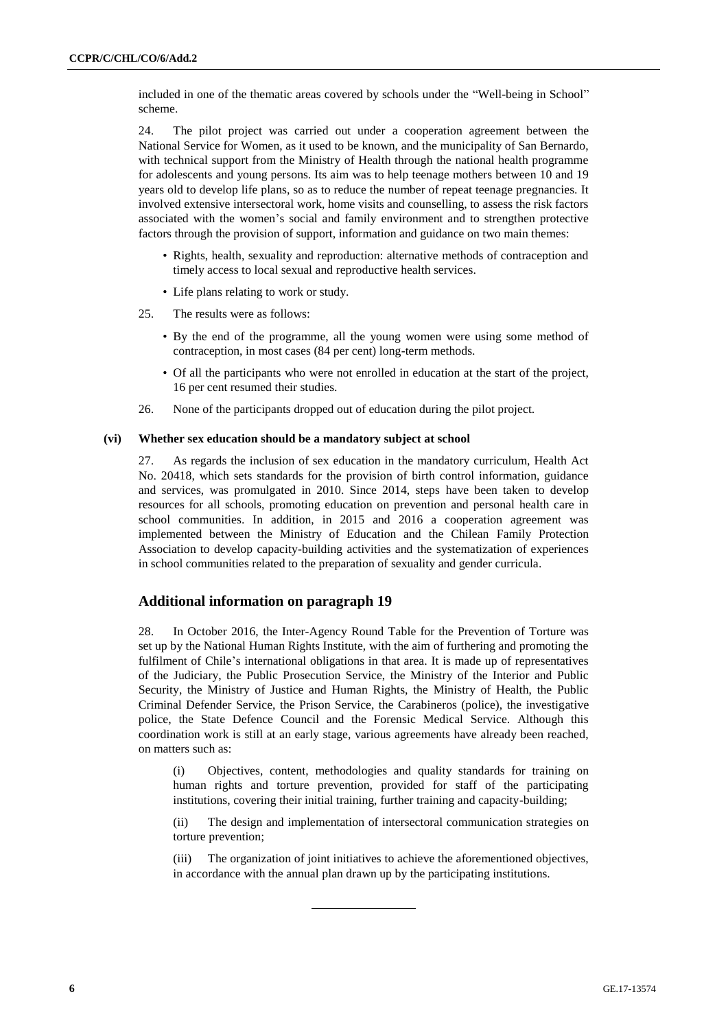included in one of the thematic areas covered by schools under the "Well-being in School" scheme.

24. The pilot project was carried out under a cooperation agreement between the National Service for Women, as it used to be known, and the municipality of San Bernardo, with technical support from the Ministry of Health through the national health programme for adolescents and young persons. Its aim was to help teenage mothers between 10 and 19 years old to develop life plans, so as to reduce the number of repeat teenage pregnancies. It involved extensive intersectoral work, home visits and counselling, to assess the risk factors associated with the women's social and family environment and to strengthen protective factors through the provision of support, information and guidance on two main themes:

- Rights, health, sexuality and reproduction: alternative methods of contraception and timely access to local sexual and reproductive health services.
- Life plans relating to work or study.

25. The results were as follows:

- By the end of the programme, all the young women were using some method of contraception, in most cases (84 per cent) long-term methods.
- Of all the participants who were not enrolled in education at the start of the project, 16 per cent resumed their studies.

26. None of the participants dropped out of education during the pilot project.

#### (vi) Whether sex education should be a mandatory subject at school

27. As regards the inclusion of sex education in the mandatory curriculum, Health Act No. 20418, which sets standards for the provision of birth control information, guidance and services, was promulgated in 2010. Since 2014, steps have been taken to develop resources for all schools, promoting education on prevention and personal health care in school communities. In addition, in 2015 and 2016 a cooperation agreement was implemented between the Ministry of Education and the Chilean Family Protection Association to develop capacity-building activities and the systematization of experiences in school communities related to the preparation of sexuality and gender curricula.

## Additional information on paragraph 19

28. In October 2016, the Inter-Agency Round Table for the Prevention of Torture was set up by the National Human Rights Institute, with the aim of furthering and promoting the fulfilment of Chile's international obligations in that area. It is made up of representatives of the Judiciary, the Public Prosecution Service, the Ministry of the Interior and Public Security, the Ministry of Justice and Human Rights, the Ministry of Health, the Public Criminal Defender Service, the Prison Service, the Carabineros (police), the investigative police, the State Defence Council and the Forensic Medical Service. Although this coordination work is still at an early stage, various agreements have already been reached, on matters such as:

(i) Objectives, content, methodologies and quality standards for training on human rights and torture prevention, provided for staff of the participating institutions, covering their initial training, further training and capacity-building;

(ii) The design and implementation of intersectoral communication strategies on torture prevention;

(iii) The organization of joint initiatives to achieve the aforementioned objectives, in accordance with the annual plan drawn up by the participating institutions.